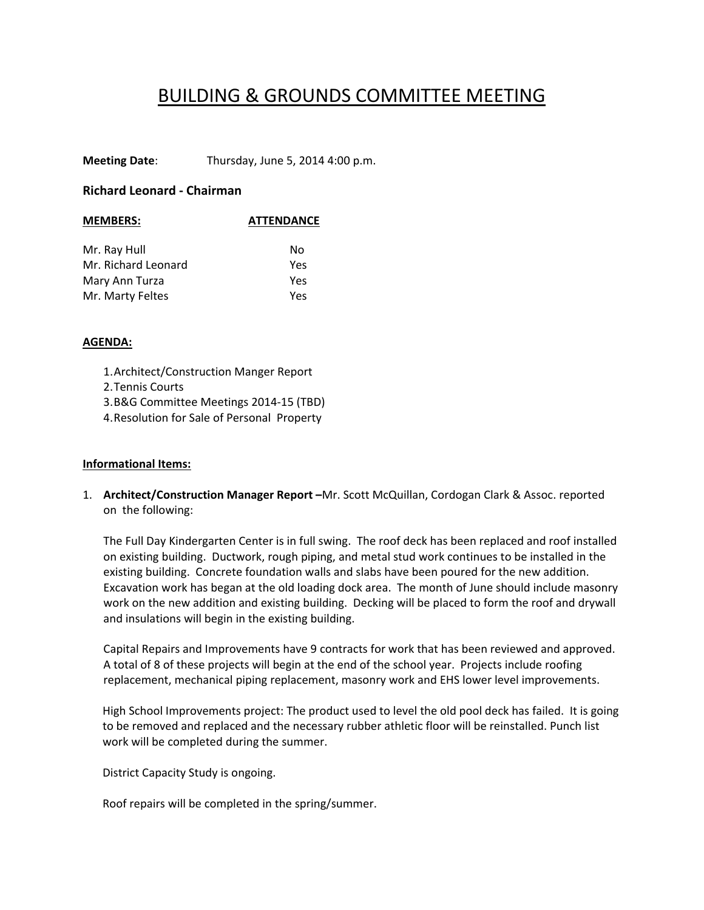# BUILDING & GROUNDS COMMITTEE MEETING

**Meeting Date**: Thursday, June 5, 2014 4:00 p.m.

### Richard Leonard - Chairman

| MEMBERS: | ATTENDANCE |
|---|---|
| Mr. Ray Hull | No |
| Mr. Richard Leonard | Yes |
| Mary Ann Turza | Yes |
| Mr. Marty Feltes | Yes |

**AGENDA:**

1. Architect/Construction Manger Report
2. Tennis Courts
3. B&G Committee Meetings 2014-15 (TBD)
4. Resolution for Sale of Personal Property

**Informational Items:**

1. **Architect/Construction Manager Report –**Mr. Scott McQuillan, Cordogan Clark & Assoc. reported on the following:

   The Full Day Kindergarten Center is in full swing. The roof deck has been replaced and roof installed on existing building. Ductwork, rough piping, and metal stud work continues to be installed in the existing building. Concrete foundation walls and slabs have been poured for the new addition. Excavation work has began at the old loading dock area. The month of June should include masonry work on the new addition and existing building. Decking will be placed to form the roof and drywall and insulations will begin in the existing building.

   Capital Repairs and Improvements have 9 contracts for work that has been reviewed and approved. A total of 8 of these projects will begin at the end of the school year. Projects include roofing replacement, mechanical piping replacement, masonry work and EHS lower level improvements.

   High School Improvements project: The product used to level the old pool deck has failed. It is going to be removed and replaced and the necessary rubber athletic floor will be reinstalled. Punch list work will be completed during the summer.

   District Capacity Study is ongoing.

   Roof repairs will be completed in the spring/summer.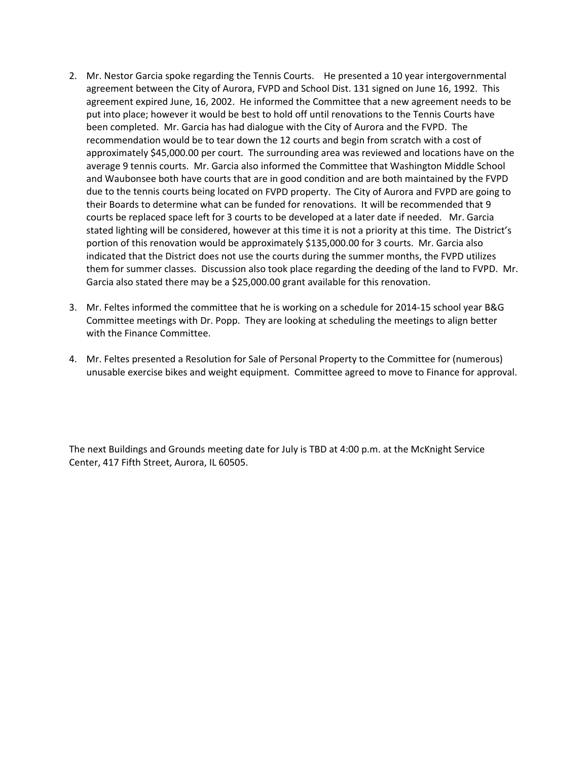2. Mr. Nestor Garcia spoke regarding the Tennis Courts. He presented a 10 year intergovernmental agreement between the City of Aurora, FVPD and School Dist. 131 signed on June 16, 1992. This agreement expired June, 16, 2002. He informed the Committee that a new agreement needs to be put into place; however it would be best to hold off until renovations to the Tennis Courts have been completed. Mr. Garcia has had dialogue with the City of Aurora and the FVPD. The recommendation would be to tear down the 12 courts and begin from scratch with a cost of approximately $45,000.00 per court. The surrounding area was reviewed and locations have on the average 9 tennis courts. Mr. Garcia also informed the Committee that Washington Middle School and Waubonsee both have courts that are in good condition and are both maintained by the FVPD due to the tennis courts being located on FVPD property. The City of Aurora and FVPD are going to their Boards to determine what can be funded for renovations. It will be recommended that 9 courts be replaced space left for 3 courts to be developed at a later date if needed. Mr. Garcia stated lighting will be considered, however at this time it is not a priority at this time. The District's portion of this renovation would be approximately $135,000.00 for 3 courts. Mr. Garcia also indicated that the District does not use the courts during the summer months, the FVPD utilizes them for summer classes. Discussion also took place regarding the deeding of the land to FVPD. Mr. Garcia also stated there may be a $25,000.00 grant available for this renovation.

3. Mr. Feltes informed the committee that he is working on a schedule for 2014-15 school year B&G Committee meetings with Dr. Popp. They are looking at scheduling the meetings to align better with the Finance Committee.

4. Mr. Feltes presented a Resolution for Sale of Personal Property to the Committee for (numerous) unusable exercise bikes and weight equipment. Committee agreed to move to Finance for approval.

The next Buildings and Grounds meeting date for July is TBD at 4:00 p.m. at the McKnight Service Center, 417 Fifth Street, Aurora, IL 60505.